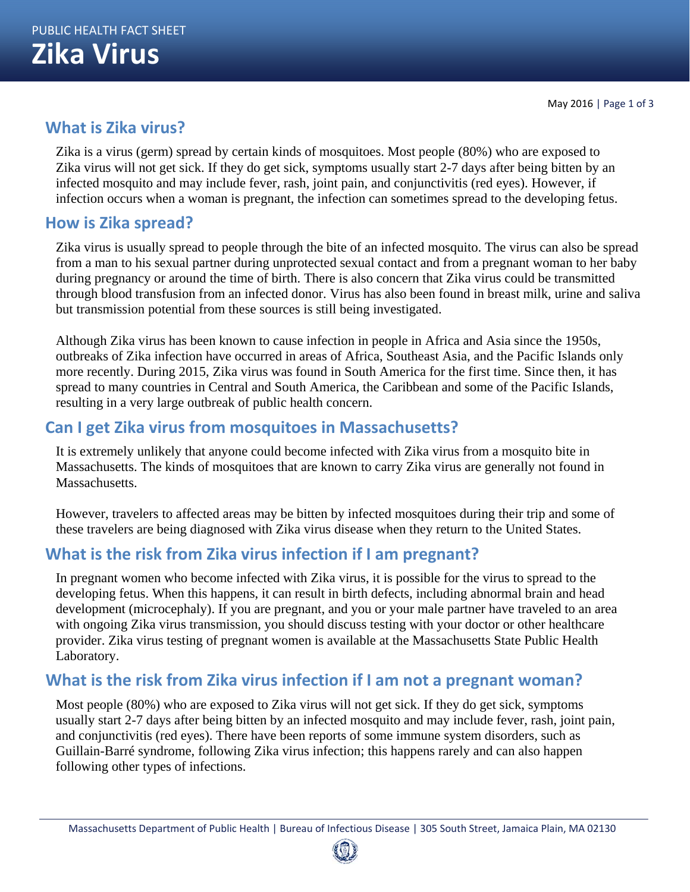PUBLIC HEALTH FACT SHEET

# Zika Virus

May 2016

## What is Zika virus?

Zika is a virus (germ) spread by certain kinds of mosquitoes. Most people (80%) who are exposed to Zika virus will not get sick. If they do get sick, symptoms usually start 2-7 days after being bitten by an infected mosquito and may include fever, rash, joint pain, and conjunctivitis (red eyes). However, if infection occurs when a woman is pregnant, the infection can sometimes spread to the developing fetus.

## How is Zika spread?

Zika virus is usually spread to people through the bite of an infected mosquito. The virus can also be spread from a man to his sexual partner during unprotected sexual contact and from a pregnant woman to her baby during pregnancy or around the time of birth. There is also concern that Zika virus could be transmitted through blood transfusion from an infected donor. Virus has also been found in breast milk, urine and saliva but transmission potential from these sources is still being investigated.

Although Zika virus has been known to cause infection in people in Africa and Asia since the 1950s, outbreaks of Zika infection have occurred in areas of Africa, Southeast Asia, and the Pacific Islands only more recently. During 2015, Zika virus was found in South America for the first time. Since then, it has spread to many countries in Central and South America, the Caribbean and some of the Pacific Islands, resulting in a very large outbreak of public health concern.

## Can I get Zika virus from mosquitoes in Massachusetts?

It is extremely unlikely that anyone could become infected with Zika virus from a mosquito bite in Massachusetts. The kinds of mosquitoes that are known to carry Zika virus are generally not found in Massachusetts.

However, travelers to affected areas may be bitten by infected mosquitoes during their trip and some of these travelers are being diagnosed with Zika virus disease when they return to the United States.

## What is the risk from Zika virus infection if I am pregnant?

In pregnant women who become infected with Zika virus, it is possible for the virus to spread to the developing fetus. When this happens, it can result in birth defects, including abnormal brain and head development (microcephaly). If you are pregnant, and you or your male partner have traveled to an area with ongoing Zika virus transmission, you should discuss testing with your doctor or other healthcare provider. Zika virus testing of pregnant women is available at the Massachusetts State Public Health Laboratory.

## What is the risk from Zika virus infection if I am not a pregnant woman?

Most people (80%) who are exposed to Zika virus will not get sick. If they do get sick, symptoms usually start 2-7 days after being bitten by an infected mosquito and may include fever, rash, joint pain, and conjunctivitis (red eyes). There have been reports of some immune system disorders, such as Guillain-Barré syndrome, following Zika virus infection; this happens rarely and can also happen following other types of infections.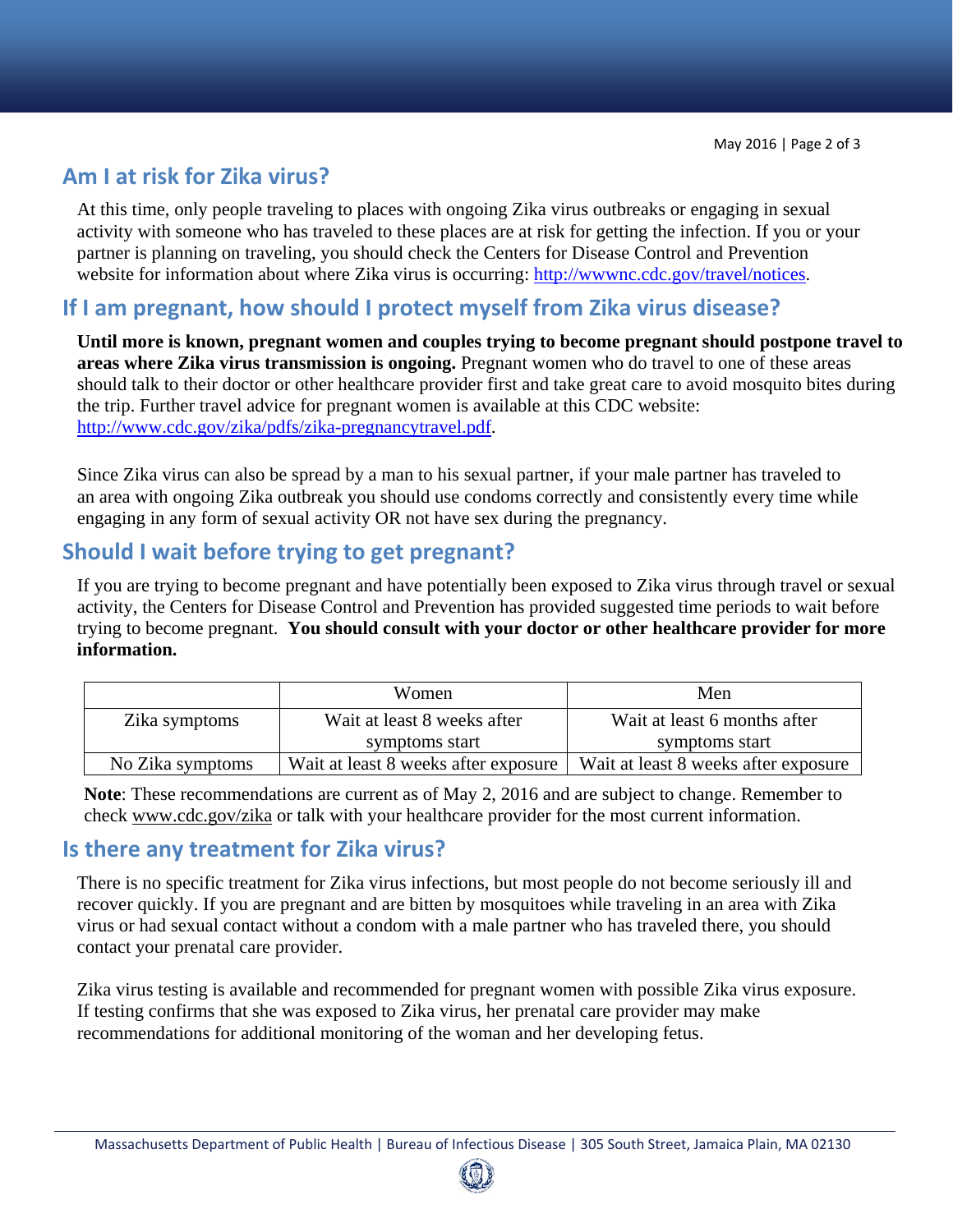## Am I at risk for Zika virus?

At this time, only people traveling to places with ongoing Zika virus outbreaks or engaging in sexual activity with someone who has traveled to these places are at risk for getting the infection. If you or your partner is planning on traveling, you should check the Centers for Disease Control and Prevention website for information about where Zika virus is occurring: http://wwwnc.cdc.gov/travel/notices.

## If I am pregnant, how should I protect myself from Zika virus disease?

**Until more is known, pregnant women and couples trying to become pregnant should postpone travel to areas where Zika virus transmission is ongoing.** Pregnant women who do travel to one of these areas should talk to their doctor or other healthcare provider first and take great care to avoid mosquito bites during the trip. Further travel advice for pregnant women is available at this CDC website: http://www.cdc.gov/zika/pdfs/zika-pregnancytravel.pdf.

Since Zika virus can also be spread by a man to his sexual partner, if your male partner has traveled to an area with ongoing Zika outbreak you should use condoms correctly and consistently every time while engaging in any form of sexual activity OR not have sex during the pregnancy.

## Should I wait before trying to get pregnant?

If you are trying to become pregnant and have potentially been exposed to Zika virus through travel or sexual activity, the Centers for Disease Control and Prevention has provided suggested time periods to wait before trying to become pregnant. **You should consult with your doctor or other healthcare provider for more information.**

| | Women | Men |
|---|---|---|
| Zika symptoms | Wait at least 8 weeks after symptoms start | Wait at least 6 months after symptoms start |
| No Zika symptoms | Wait at least 8 weeks after exposure | Wait at least 8 weeks after exposure |

**Note**: These recommendations are current as of May 2, 2016 and are subject to change. Remember to check www.cdc.gov/zika or talk with your healthcare provider for the most current information.

## Is there any treatment for Zika virus?

There is no specific treatment for Zika virus infections, but most people do not become seriously ill and recover quickly. If you are pregnant and are bitten by mosquitoes while traveling in an area with Zika virus or had sexual contact without a condom with a male partner who has traveled there, you should contact your prenatal care provider.

Zika virus testing is available and recommended for pregnant women with possible Zika virus exposure. If testing confirms that she was exposed to Zika virus, her prenatal care provider may make recommendations for additional monitoring of the woman and her developing fetus.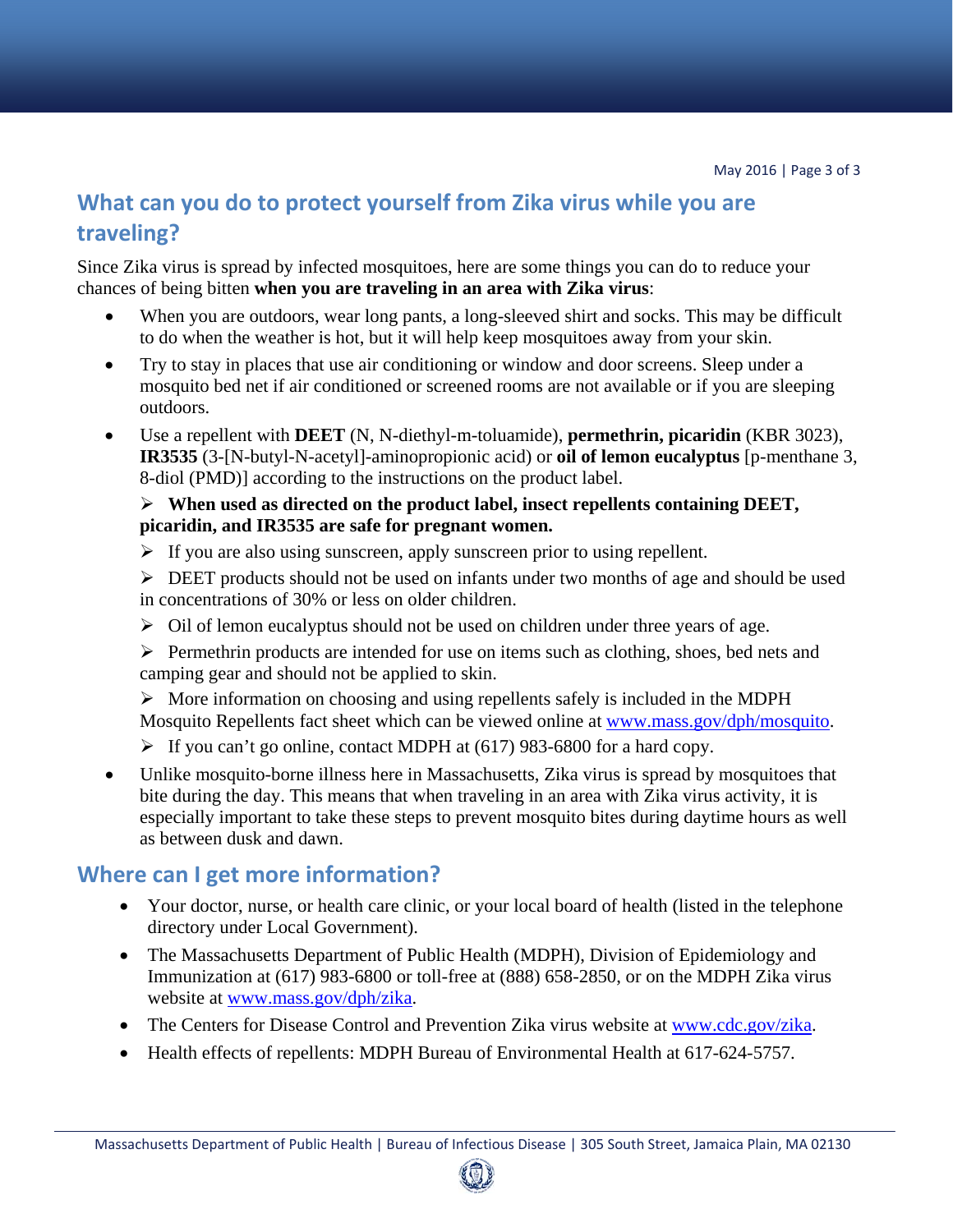## What can you do to protect yourself from Zika virus while you are traveling?

Since Zika virus is spread by infected mosquitoes, here are some things you can do to reduce your chances of being bitten **when you are traveling in an area with Zika virus**:

- When you are outdoors, wear long pants, a long-sleeved shirt and socks. This may be difficult to do when the weather is hot, but it will help keep mosquitoes away from your skin.
- Try to stay in places that use air conditioning or window and door screens. Sleep under a mosquito bed net if air conditioned or screened rooms are not available or if you are sleeping outdoors.
- Use a repellent with **DEET** (N, N-diethyl-m-toluamide), **permethrin, picaridin** (KBR 3023), **IR3535** (3-[N-butyl-N-acetyl]-aminopropionic acid) or **oil of lemon eucalyptus** [p-menthane 3, 8-diol (PMD)] according to the instructions on the product label.
  - **When used as directed on the product label, insect repellents containing DEET, picaridin, and IR3535 are safe for pregnant women.**
  - If you are also using sunscreen, apply sunscreen prior to using repellent.
  - DEET products should not be used on infants under two months of age and should be used in concentrations of 30% or less on older children.
  - Oil of lemon eucalyptus should not be used on children under three years of age.
  - Permethrin products are intended for use on items such as clothing, shoes, bed nets and camping gear and should not be applied to skin.
  - More information on choosing and using repellents safely is included in the MDPH Mosquito Repellents fact sheet which can be viewed online at www.mass.gov/dph/mosquito.
  - If you can't go online, contact MDPH at (617) 983-6800 for a hard copy.
- Unlike mosquito-borne illness here in Massachusetts, Zika virus is spread by mosquitoes that bite during the day. This means that when traveling in an area with Zika virus activity, it is especially important to take these steps to prevent mosquito bites during daytime hours as well as between dusk and dawn.

## Where can I get more information?

- Your doctor, nurse, or health care clinic, or your local board of health (listed in the telephone directory under Local Government).
- The Massachusetts Department of Public Health (MDPH), Division of Epidemiology and Immunization at (617) 983-6800 or toll-free at (888) 658-2850, or on the MDPH Zika virus website at www.mass.gov/dph/zika.
- The Centers for Disease Control and Prevention Zika virus website at www.cdc.gov/zika.
- Health effects of repellents: MDPH Bureau of Environmental Health at 617-624-5757.

Massachusetts Department of Public Health | Bureau of Infectious Disease | 305 South Street, Jamaica Plain, MA 02130